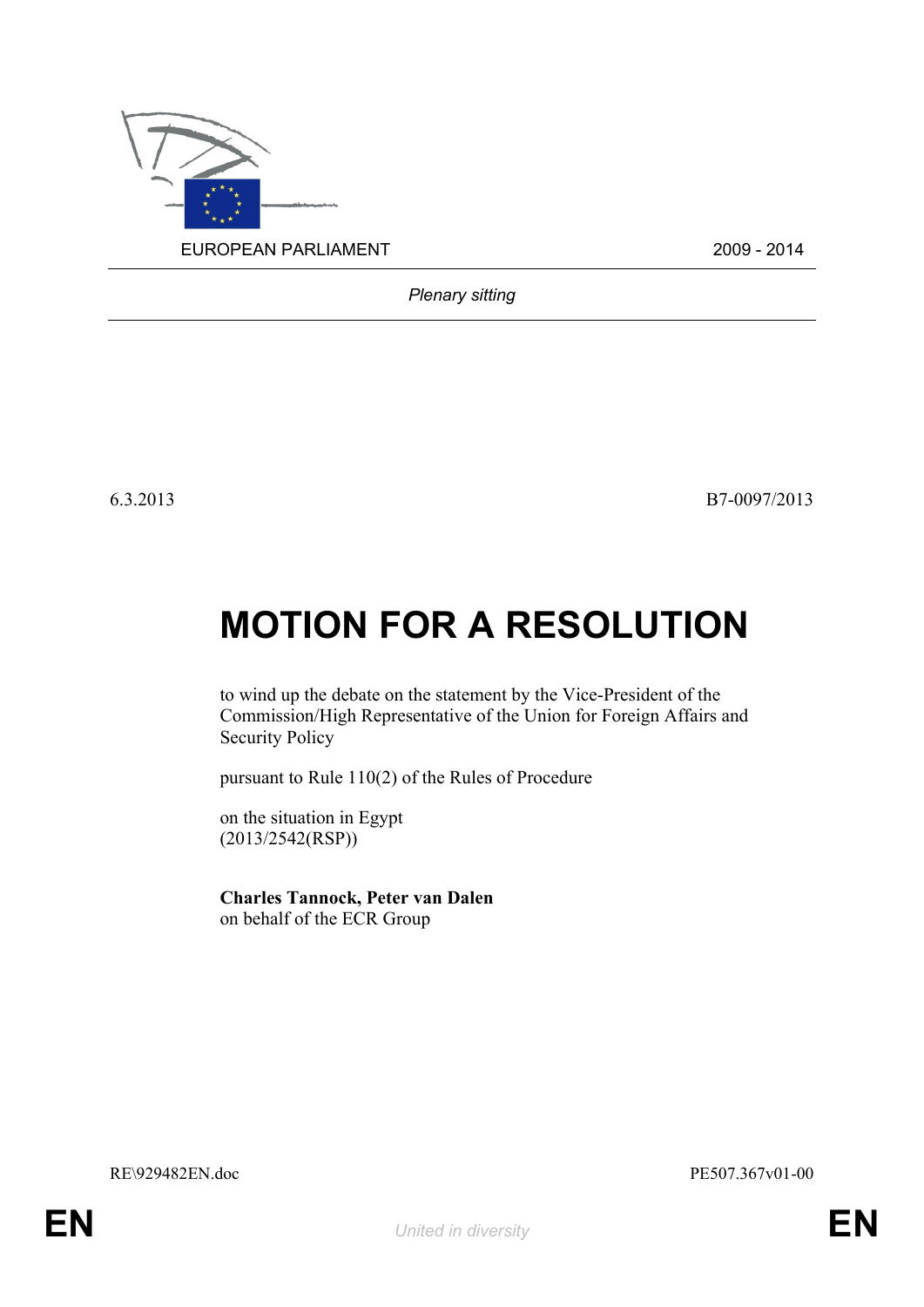EUROPEAN PARLIAMENT 2009 - 2014

*Plenary sitting*

6.3.2013 B7-0097/2013

# MOTION FOR A RESOLUTION

to wind up the debate on the statement by the Vice-President of the Commission/High Representative of the Union for Foreign Affairs and Security Policy

pursuant to Rule 110(2) of the Rules of Procedure

on the situation in Egypt
(2013/2542(RSP))

**Charles Tannock, Peter van Dalen**
on behalf of the ECR Group

RE\929482EN.doc PE507.367v01-00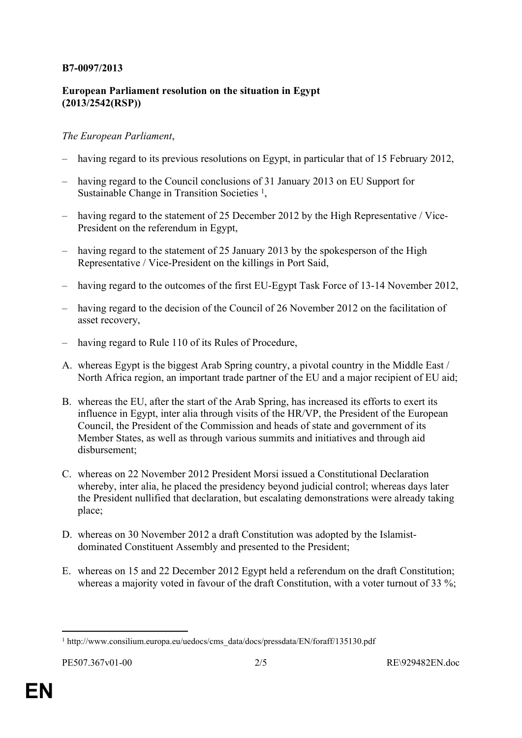**B7-0097/2013**

**European Parliament resolution on the situation in Egypt (2013/2542(RSP))**

*The European Parliament*,

– having regard to its previous resolutions on Egypt, in particular that of 15 February 2012,

– having regard to the Council conclusions of 31 January 2013 on EU Support for Sustainable Change in Transition Societies [1],

– having regard to the statement of 25 December 2012 by the High Representative / Vice-President on the referendum in Egypt,

– having regard to the statement of 25 January 2013 by the spokesperson of the High Representative / Vice-President on the killings in Port Said,

– having regard to the outcomes of the first EU-Egypt Task Force of 13-14 November 2012,

– having regard to the decision of the Council of 26 November 2012 on the facilitation of asset recovery,

– having regard to Rule 110 of its Rules of Procedure,

A. whereas Egypt is the biggest Arab Spring country, a pivotal country in the Middle East / North Africa region, an important trade partner of the EU and a major recipient of EU aid;

B. whereas the EU, after the start of the Arab Spring, has increased its efforts to exert its influence in Egypt, inter alia through visits of the HR/VP, the President of the European Council, the President of the Commission and heads of state and government of its Member States, as well as through various summits and initiatives and through aid disbursement;

C. whereas on 22 November 2012 President Morsi issued a Constitutional Declaration whereby, inter alia, he placed the presidency beyond judicial control; whereas days later the President nullified that declaration, but escalating demonstrations were already taking place;

D. whereas on 30 November 2012 a draft Constitution was adopted by the Islamist-dominated Constituent Assembly and presented to the President;

E. whereas on 15 and 22 December 2012 Egypt held a referendum on the draft Constitution; whereas a majority voted in favour of the draft Constitution, with a voter turnout of 33 %;

---

[1] http://www.consilium.europa.eu/uedocs/cms_data/docs/pressdata/EN/foraff/135130.pdf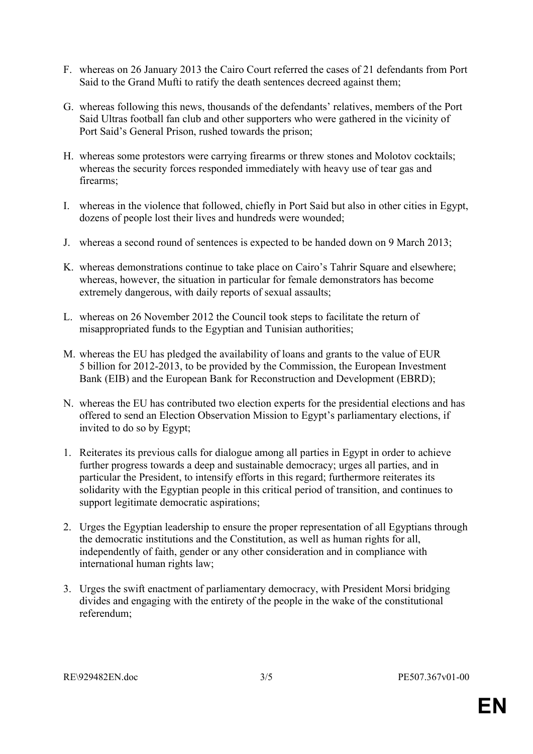F. whereas on 26 January 2013 the Cairo Court referred the cases of 21 defendants from Port Said to the Grand Mufti to ratify the death sentences decreed against them;

G. whereas following this news, thousands of the defendants' relatives, members of the Port Said Ultras football fan club and other supporters who were gathered in the vicinity of Port Said's General Prison, rushed towards the prison;

H. whereas some protestors were carrying firearms or threw stones and Molotov cocktails; whereas the security forces responded immediately with heavy use of tear gas and firearms;

I. whereas in the violence that followed, chiefly in Port Said but also in other cities in Egypt, dozens of people lost their lives and hundreds were wounded;

J. whereas a second round of sentences is expected to be handed down on 9 March 2013;

K. whereas demonstrations continue to take place on Cairo's Tahrir Square and elsewhere; whereas, however, the situation in particular for female demonstrators has become extremely dangerous, with daily reports of sexual assaults;

L. whereas on 26 November 2012 the Council took steps to facilitate the return of misappropriated funds to the Egyptian and Tunisian authorities;

M. whereas the EU has pledged the availability of loans and grants to the value of EUR 5 billion for 2012-2013, to be provided by the Commission, the European Investment Bank (EIB) and the European Bank for Reconstruction and Development (EBRD);

N. whereas the EU has contributed two election experts for the presidential elections and has offered to send an Election Observation Mission to Egypt's parliamentary elections, if invited to do so by Egypt;

1. Reiterates its previous calls for dialogue among all parties in Egypt in order to achieve further progress towards a deep and sustainable democracy; urges all parties, and in particular the President, to intensify efforts in this regard; furthermore reiterates its solidarity with the Egyptian people in this critical period of transition, and continues to support legitimate democratic aspirations;

2. Urges the Egyptian leadership to ensure the proper representation of all Egyptians through the democratic institutions and the Constitution, as well as human rights for all, independently of faith, gender or any other consideration and in compliance with international human rights law;

3. Urges the swift enactment of parliamentary democracy, with President Morsi bridging divides and engaging with the entirety of the people in the wake of the constitutional referendum;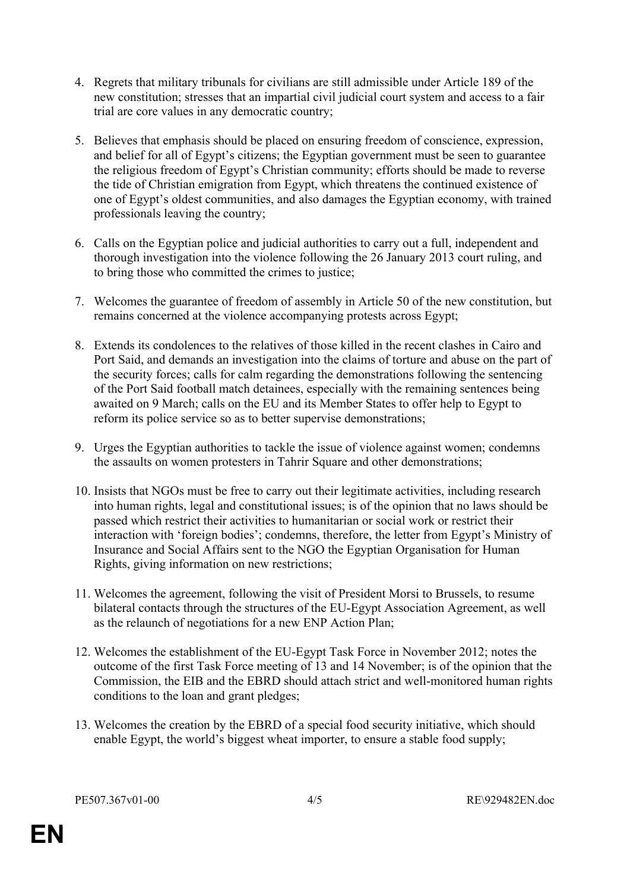4. Regrets that military tribunals for civilians are still admissible under Article 189 of the new constitution; stresses that an impartial civil judicial court system and access to a fair trial are core values in any democratic country;

5. Believes that emphasis should be placed on ensuring freedom of conscience, expression, and belief for all of Egypt's citizens; the Egyptian government must be seen to guarantee the religious freedom of Egypt's Christian community; efforts should be made to reverse the tide of Christian emigration from Egypt, which threatens the continued existence of one of Egypt's oldest communities, and also damages the Egyptian economy, with trained professionals leaving the country;

6. Calls on the Egyptian police and judicial authorities to carry out a full, independent and thorough investigation into the violence following the 26 January 2013 court ruling, and to bring those who committed the crimes to justice;

7. Welcomes the guarantee of freedom of assembly in Article 50 of the new constitution, but remains concerned at the violence accompanying protests across Egypt;

8. Extends its condolences to the relatives of those killed in the recent clashes in Cairo and Port Said, and demands an investigation into the claims of torture and abuse on the part of the security forces; calls for calm regarding the demonstrations following the sentencing of the Port Said football match detainees, especially with the remaining sentences being awaited on 9 March; calls on the EU and its Member States to offer help to Egypt to reform its police service so as to better supervise demonstrations;

9. Urges the Egyptian authorities to tackle the issue of violence against women; condemns the assaults on women protesters in Tahrir Square and other demonstrations;

10. Insists that NGOs must be free to carry out their legitimate activities, including research into human rights, legal and constitutional issues; is of the opinion that no laws should be passed which restrict their activities to humanitarian or social work or restrict their interaction with 'foreign bodies'; condemns, therefore, the letter from Egypt's Ministry of Insurance and Social Affairs sent to the NGO the Egyptian Organisation for Human Rights, giving information on new restrictions;

11. Welcomes the agreement, following the visit of President Morsi to Brussels, to resume bilateral contacts through the structures of the EU-Egypt Association Agreement, as well as the relaunch of negotiations for a new ENP Action Plan;

12. Welcomes the establishment of the EU-Egypt Task Force in November 2012; notes the outcome of the first Task Force meeting of 13 and 14 November; is of the opinion that the Commission, the EIB and the EBRD should attach strict and well-monitored human rights conditions to the loan and grant pledges;

13. Welcomes the creation by the EBRD of a special food security initiative, which should enable Egypt, the world's biggest wheat importer, to ensure a stable food supply;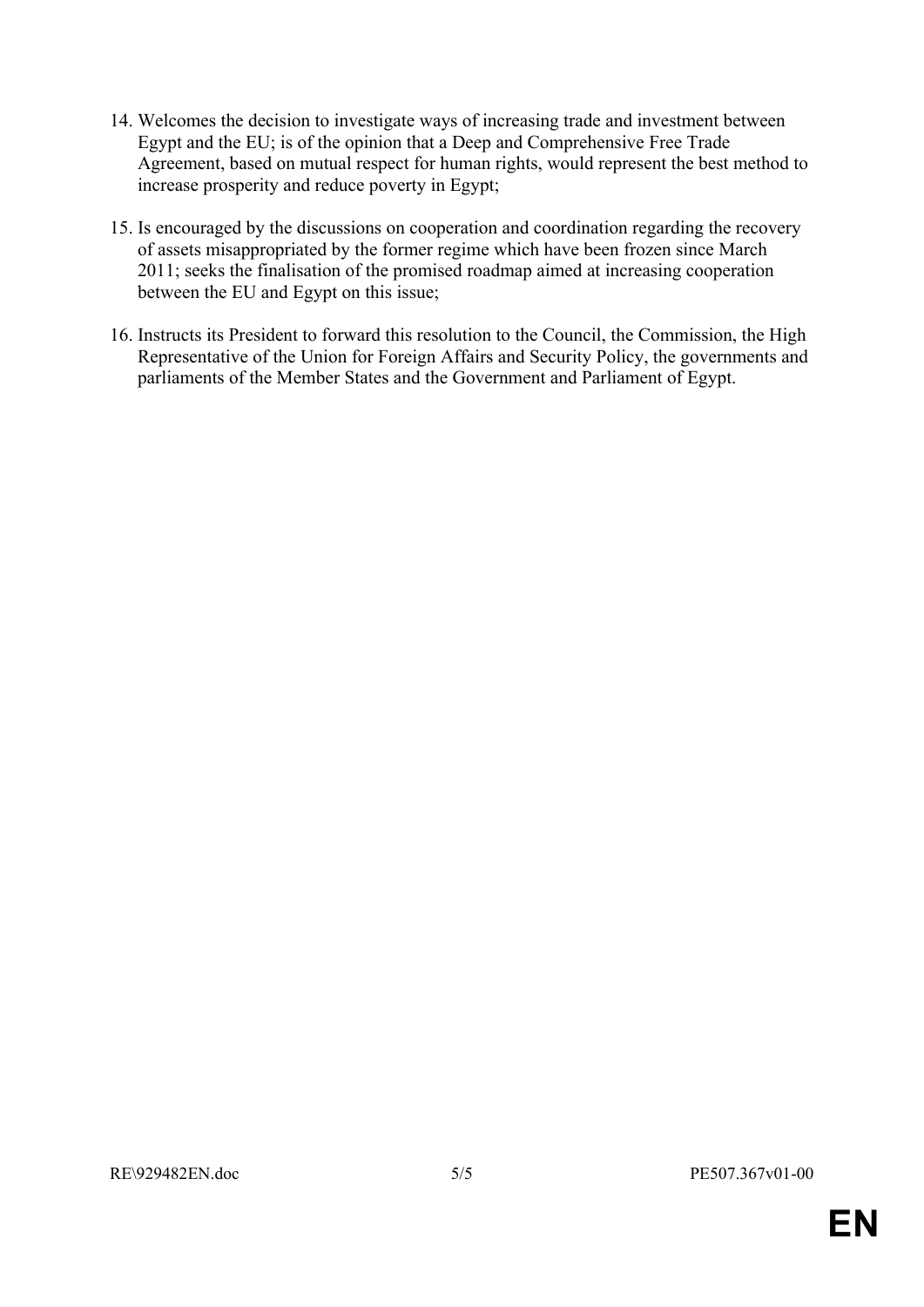14. Welcomes the decision to investigate ways of increasing trade and investment between Egypt and the EU; is of the opinion that a Deep and Comprehensive Free Trade Agreement, based on mutual respect for human rights, would represent the best method to increase prosperity and reduce poverty in Egypt;

15. Is encouraged by the discussions on cooperation and coordination regarding the recovery of assets misappropriated by the former regime which have been frozen since March 2011; seeks the finalisation of the promised roadmap aimed at increasing cooperation between the EU and Egypt on this issue;

16. Instructs its President to forward this resolution to the Council, the Commission, the High Representative of the Union for Foreign Affairs and Security Policy, the governments and parliaments of the Member States and the Government and Parliament of Egypt.